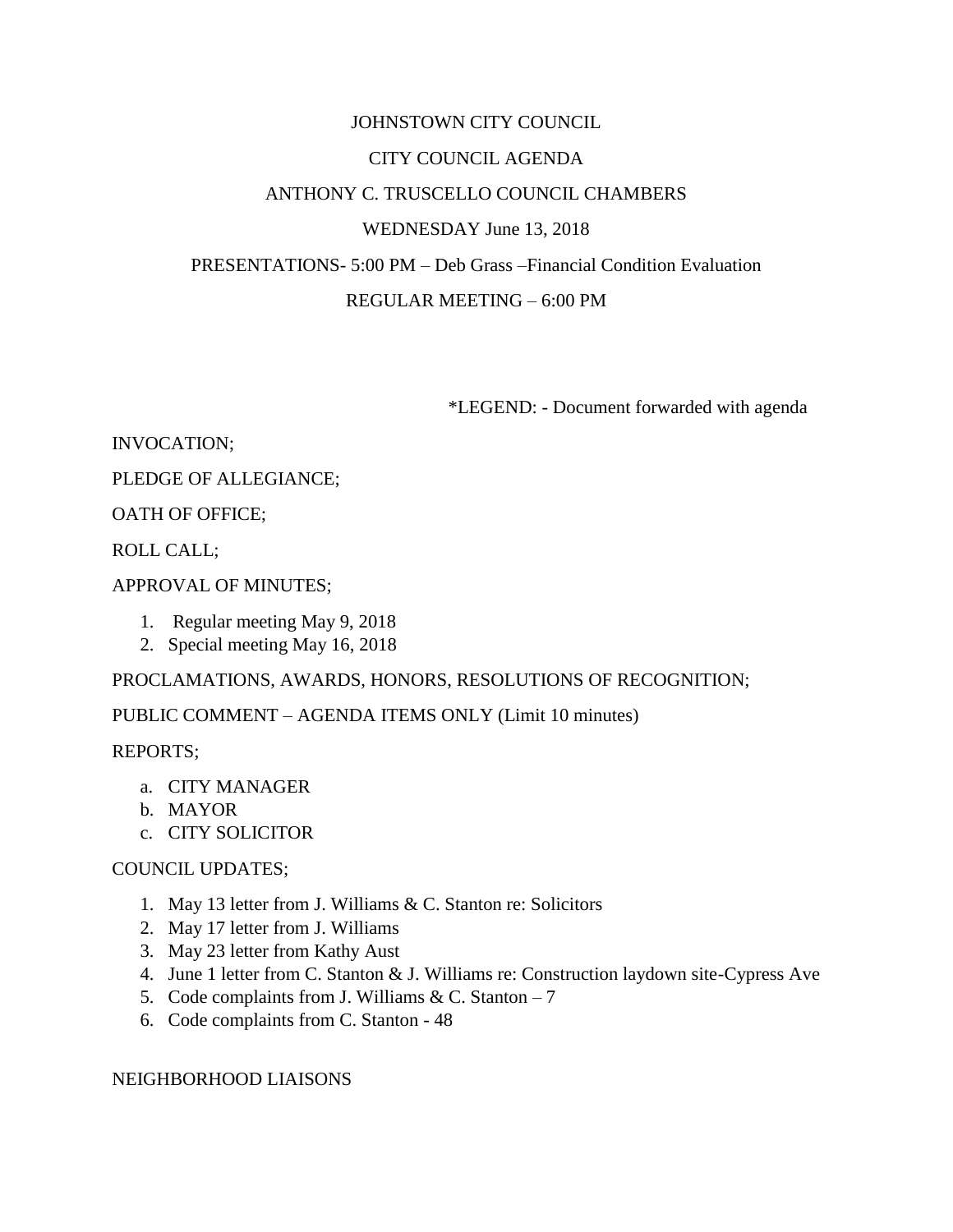JOHNSTOWN CITY COUNCIL

CITY COUNCIL AGENDA

ANTHONY C. TRUSCELLO COUNCIL CHAMBERS

WEDNESDAY June 13, 2018

PRESENTATIONS- 5:00 PM – Deb Grass –Financial Condition Evaluation

REGULAR MEETING – 6:00 PM

*LEGEND: - Document forwarded with agenda

INVOCATION;

PLEDGE OF ALLEGIANCE;

OATH OF OFFICE;

ROLL CALL;

APPROVAL OF MINUTES;

1. Regular meeting May 9, 2018
2. Special meeting May 16, 2018

PROCLAMATIONS, AWARDS, HONORS, RESOLUTIONS OF RECOGNITION;

PUBLIC COMMENT – AGENDA ITEMS ONLY (Limit 10 minutes)

REPORTS;

a. CITY MANAGER
b. MAYOR
c. CITY SOLICITOR

COUNCIL UPDATES;

1. May 13 letter from J. Williams & C. Stanton re: Solicitors
2. May 17 letter from J. Williams
3. May 23 letter from Kathy Aust
4. June 1 letter from C. Stanton & J. Williams re: Construction laydown site-Cypress Ave
5. Code complaints from J. Williams & C. Stanton – 7
6. Code complaints from C. Stanton - 48

NEIGHBORHOOD LIAISONS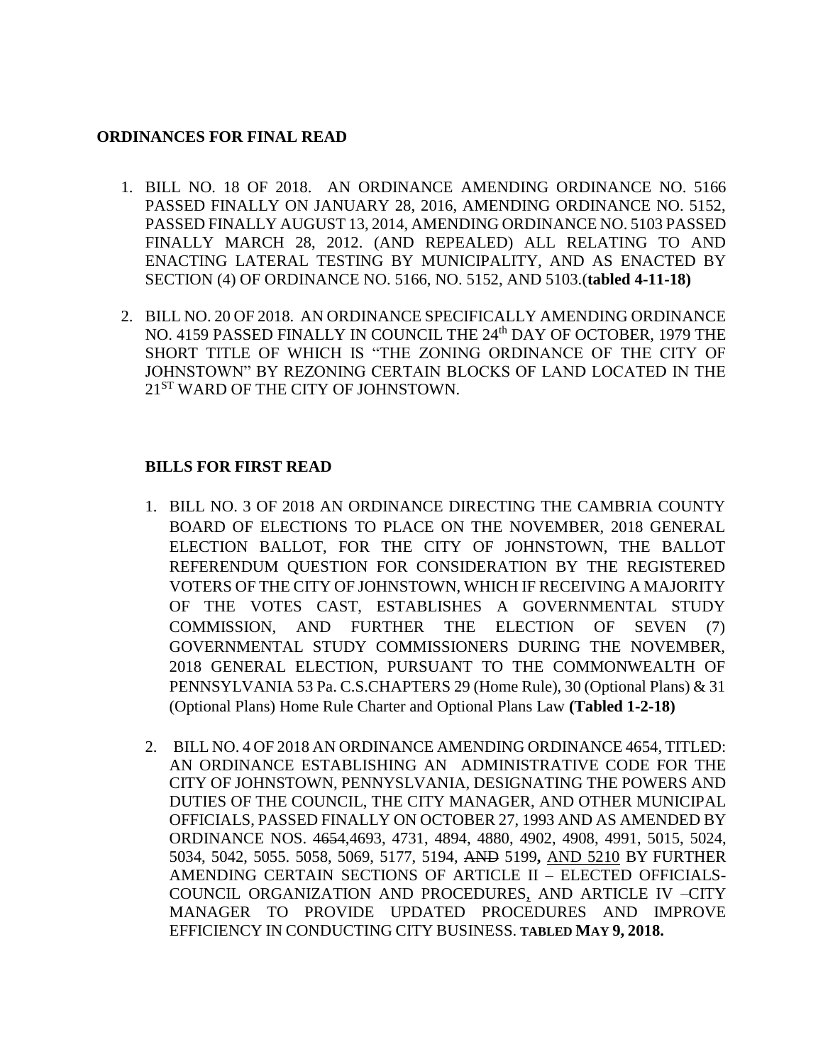**ORDINANCES FOR FINAL READ**

1. BILL NO. 18 OF 2018. AN ORDINANCE AMENDING ORDINANCE NO. 5166 PASSED FINALLY ON JANUARY 28, 2016, AMENDING ORDINANCE NO. 5152, PASSED FINALLY AUGUST 13, 2014, AMENDING ORDINANCE NO. 5103 PASSED FINALLY MARCH 28, 2012. (AND REPEALED) ALL RELATING TO AND ENACTING LATERAL TESTING BY MUNICIPALITY, AND AS ENACTED BY SECTION (4) OF ORDINANCE NO. 5166, NO. 5152, AND 5103.(**tabled 4-11-18)**

2. BILL NO. 20 OF 2018. AN ORDINANCE SPECIFICALLY AMENDING ORDINANCE NO. 4159 PASSED FINALLY IN COUNCIL THE 24th DAY OF OCTOBER, 1979 THE SHORT TITLE OF WHICH IS "THE ZONING ORDINANCE OF THE CITY OF JOHNSTOWN" BY REZONING CERTAIN BLOCKS OF LAND LOCATED IN THE 21ST WARD OF THE CITY OF JOHNSTOWN.

**BILLS FOR FIRST READ**

1. BILL NO. 3 OF 2018 AN ORDINANCE DIRECTING THE CAMBRIA COUNTY BOARD OF ELECTIONS TO PLACE ON THE NOVEMBER, 2018 GENERAL ELECTION BALLOT, FOR THE CITY OF JOHNSTOWN, THE BALLOT REFERENDUM QUESTION FOR CONSIDERATION BY THE REGISTERED VOTERS OF THE CITY OF JOHNSTOWN, WHICH IF RECEIVING A MAJORITY OF THE VOTES CAST, ESTABLISHES A GOVERNMENTAL STUDY COMMISSION, AND FURTHER THE ELECTION OF SEVEN (7) GOVERNMENTAL STUDY COMMISSIONERS DURING THE NOVEMBER, 2018 GENERAL ELECTION, PURSUANT TO THE COMMONWEALTH OF PENNSYLVANIA 53 Pa. C.S.CHAPTERS 29 (Home Rule), 30 (Optional Plans) & 31 (Optional Plans) Home Rule Charter and Optional Plans Law **(Tabled 1-2-18)**

2. BILL NO. 4 OF 2018 AN ORDINANCE AMENDING ORDINANCE 4654, TITLED: AN ORDINANCE ESTABLISHING AN ADMINISTRATIVE CODE FOR THE CITY OF JOHNSTOWN, PENNYSLVANIA, DESIGNATING THE POWERS AND DUTIES OF THE COUNCIL, THE CITY MANAGER, AND OTHER MUNICIPAL OFFICIALS, PASSED FINALLY ON OCTOBER 27, 1993 AND AS AMENDED BY ORDINANCE NOS. ~~4654~~,4693, 4731, 4894, 4880, 4902, 4908, 4991, 5015, 5024, 5034, 5042, 5055. 5058, 5069, 5177, 5194, ~~AND~~ 5199**,** AND 5210 BY FURTHER AMENDING CERTAIN SECTIONS OF ARTICLE II – ELECTED OFFICIALS-COUNCIL ORGANIZATION AND PROCEDURES, AND ARTICLE IV –CITY MANAGER TO PROVIDE UPDATED PROCEDURES AND IMPROVE EFFICIENCY IN CONDUCTING CITY BUSINESS. **TABLED MAY 9, 2018.**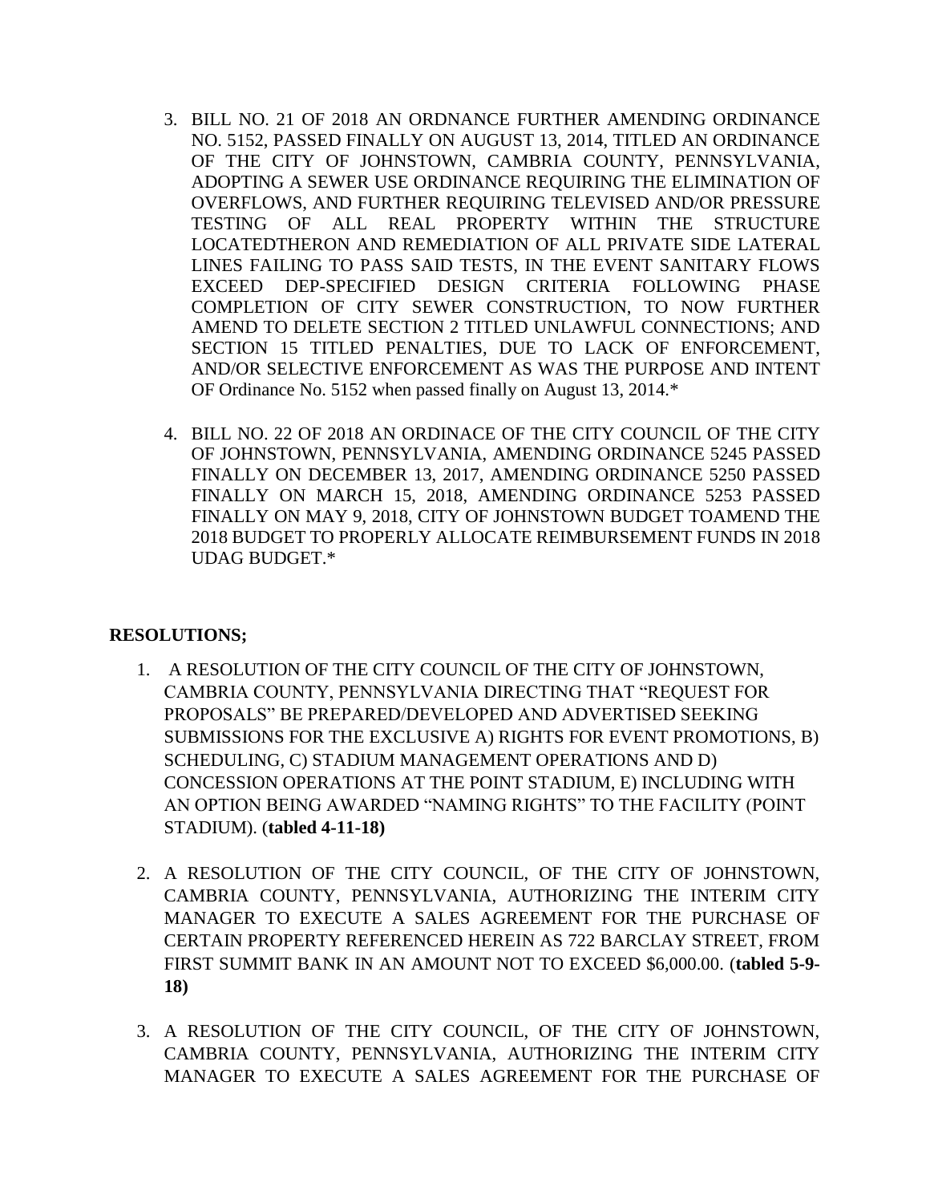3. BILL NO. 21 OF 2018 AN ORDNANCE FURTHER AMENDING ORDINANCE NO. 5152, PASSED FINALLY ON AUGUST 13, 2014, TITLED AN ORDINANCE OF THE CITY OF JOHNSTOWN, CAMBRIA COUNTY, PENNSYLVANIA, ADOPTING A SEWER USE ORDINANCE REQUIRING THE ELIMINATION OF OVERFLOWS, AND FURTHER REQUIRING TELEVISED AND/OR PRESSURE TESTING OF ALL REAL PROPERTY WITHIN THE STRUCTURE LOCATEDTHERON AND REMEDIATION OF ALL PRIVATE SIDE LATERAL LINES FAILING TO PASS SAID TESTS, IN THE EVENT SANITARY FLOWS EXCEED DEP-SPECIFIED DESIGN CRITERIA FOLLOWING PHASE COMPLETION OF CITY SEWER CONSTRUCTION, TO NOW FURTHER AMEND TO DELETE SECTION 2 TITLED UNLAWFUL CONNECTIONS; AND SECTION 15 TITLED PENALTIES, DUE TO LACK OF ENFORCEMENT, AND/OR SELECTIVE ENFORCEMENT AS WAS THE PURPOSE AND INTENT OF Ordinance No. 5152 when passed finally on August 13, 2014.*

4. BILL NO. 22 OF 2018 AN ORDINACE OF THE CITY COUNCIL OF THE CITY OF JOHNSTOWN, PENNSYLVANIA, AMENDING ORDINANCE 5245 PASSED FINALLY ON DECEMBER 13, 2017, AMENDING ORDINANCE 5250 PASSED FINALLY ON MARCH 15, 2018, AMENDING ORDINANCE 5253 PASSED FINALLY ON MAY 9, 2018, CITY OF JOHNSTOWN BUDGET TOAMEND THE 2018 BUDGET TO PROPERLY ALLOCATE REIMBURSEMENT FUNDS IN 2018 UDAG BUDGET.*

**RESOLUTIONS;**

1. A RESOLUTION OF THE CITY COUNCIL OF THE CITY OF JOHNSTOWN, CAMBRIA COUNTY, PENNSYLVANIA DIRECTING THAT "REQUEST FOR PROPOSALS" BE PREPARED/DEVELOPED AND ADVERTISED SEEKING SUBMISSIONS FOR THE EXCLUSIVE A) RIGHTS FOR EVENT PROMOTIONS, B) SCHEDULING, C) STADIUM MANAGEMENT OPERATIONS AND D) CONCESSION OPERATIONS AT THE POINT STADIUM, E) INCLUDING WITH AN OPTION BEING AWARDED "NAMING RIGHTS" TO THE FACILITY (POINT STADIUM). (**tabled 4-11-18)**

2. A RESOLUTION OF THE CITY COUNCIL, OF THE CITY OF JOHNSTOWN, CAMBRIA COUNTY, PENNSYLVANIA, AUTHORIZING THE INTERIM CITY MANAGER TO EXECUTE A SALES AGREEMENT FOR THE PURCHASE OF CERTAIN PROPERTY REFERENCED HEREIN AS 722 BARCLAY STREET, FROM FIRST SUMMIT BANK IN AN AMOUNT NOT TO EXCEED $6,000.00. (**tabled 5-9-18)**

3. A RESOLUTION OF THE CITY COUNCIL, OF THE CITY OF JOHNSTOWN, CAMBRIA COUNTY, PENNSYLVANIA, AUTHORIZING THE INTERIM CITY MANAGER TO EXECUTE A SALES AGREEMENT FOR THE PURCHASE OF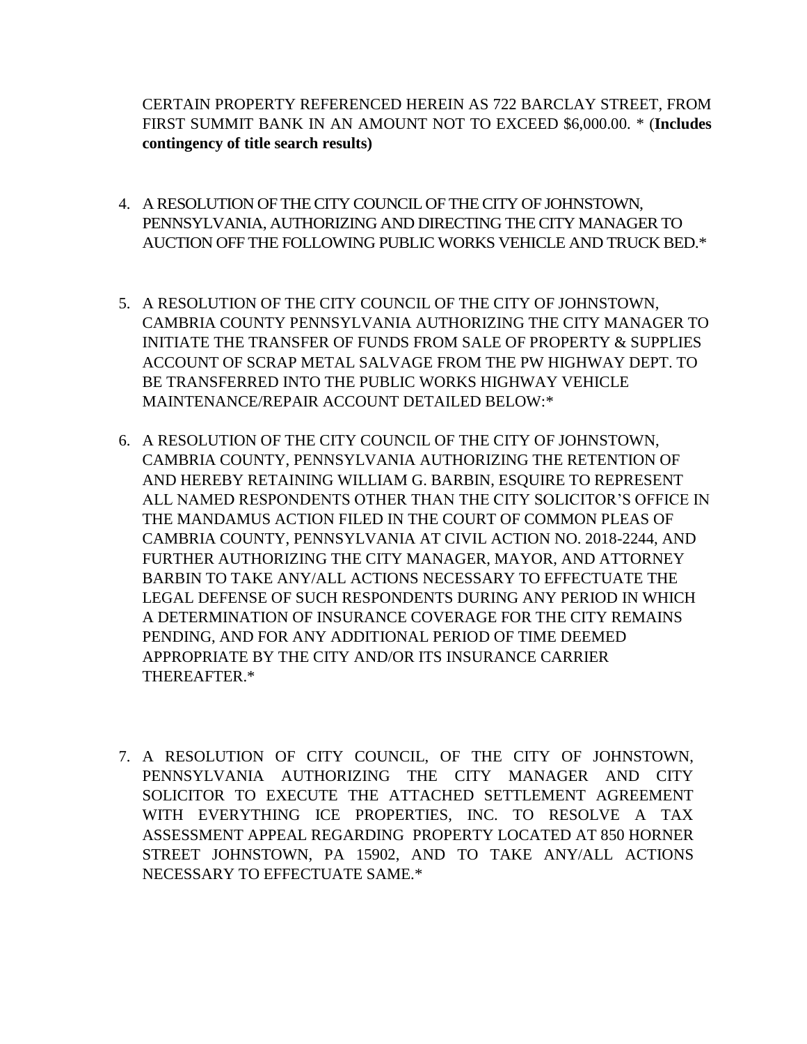CERTAIN PROPERTY REFERENCED HEREIN AS 722 BARCLAY STREET, FROM FIRST SUMMIT BANK IN AN AMOUNT NOT TO EXCEED $6,000.00. * (**Includes contingency of title search results)**

4. A RESOLUTION OF THE CITY COUNCIL OF THE CITY OF JOHNSTOWN, PENNSYLVANIA, AUTHORIZING AND DIRECTING THE CITY MANAGER TO AUCTION OFF THE FOLLOWING PUBLIC WORKS VEHICLE AND TRUCK BED.*

5. A RESOLUTION OF THE CITY COUNCIL OF THE CITY OF JOHNSTOWN, CAMBRIA COUNTY PENNSYLVANIA AUTHORIZING THE CITY MANAGER TO INITIATE THE TRANSFER OF FUNDS FROM SALE OF PROPERTY & SUPPLIES ACCOUNT OF SCRAP METAL SALVAGE FROM THE PW HIGHWAY DEPT. TO BE TRANSFERRED INTO THE PUBLIC WORKS HIGHWAY VEHICLE MAINTENANCE/REPAIR ACCOUNT DETAILED BELOW:*

6. A RESOLUTION OF THE CITY COUNCIL OF THE CITY OF JOHNSTOWN, CAMBRIA COUNTY, PENNSYLVANIA AUTHORIZING THE RETENTION OF AND HEREBY RETAINING WILLIAM G. BARBIN, ESQUIRE TO REPRESENT ALL NAMED RESPONDENTS OTHER THAN THE CITY SOLICITOR'S OFFICE IN THE MANDAMUS ACTION FILED IN THE COURT OF COMMON PLEAS OF CAMBRIA COUNTY, PENNSYLVANIA AT CIVIL ACTION NO. 2018-2244, AND FURTHER AUTHORIZING THE CITY MANAGER, MAYOR, AND ATTORNEY BARBIN TO TAKE ANY/ALL ACTIONS NECESSARY TO EFFECTUATE THE LEGAL DEFENSE OF SUCH RESPONDENTS DURING ANY PERIOD IN WHICH A DETERMINATION OF INSURANCE COVERAGE FOR THE CITY REMAINS PENDING, AND FOR ANY ADDITIONAL PERIOD OF TIME DEEMED APPROPRIATE BY THE CITY AND/OR ITS INSURANCE CARRIER THEREAFTER.*

7. A RESOLUTION OF CITY COUNCIL, OF THE CITY OF JOHNSTOWN, PENNSYLVANIA AUTHORIZING THE CITY MANAGER AND CITY SOLICITOR TO EXECUTE THE ATTACHED SETTLEMENT AGREEMENT WITH EVERYTHING ICE PROPERTIES, INC. TO RESOLVE A TAX ASSESSMENT APPEAL REGARDING PROPERTY LOCATED AT 850 HORNER STREET JOHNSTOWN, PA 15902, AND TO TAKE ANY/ALL ACTIONS NECESSARY TO EFFECTUATE SAME.*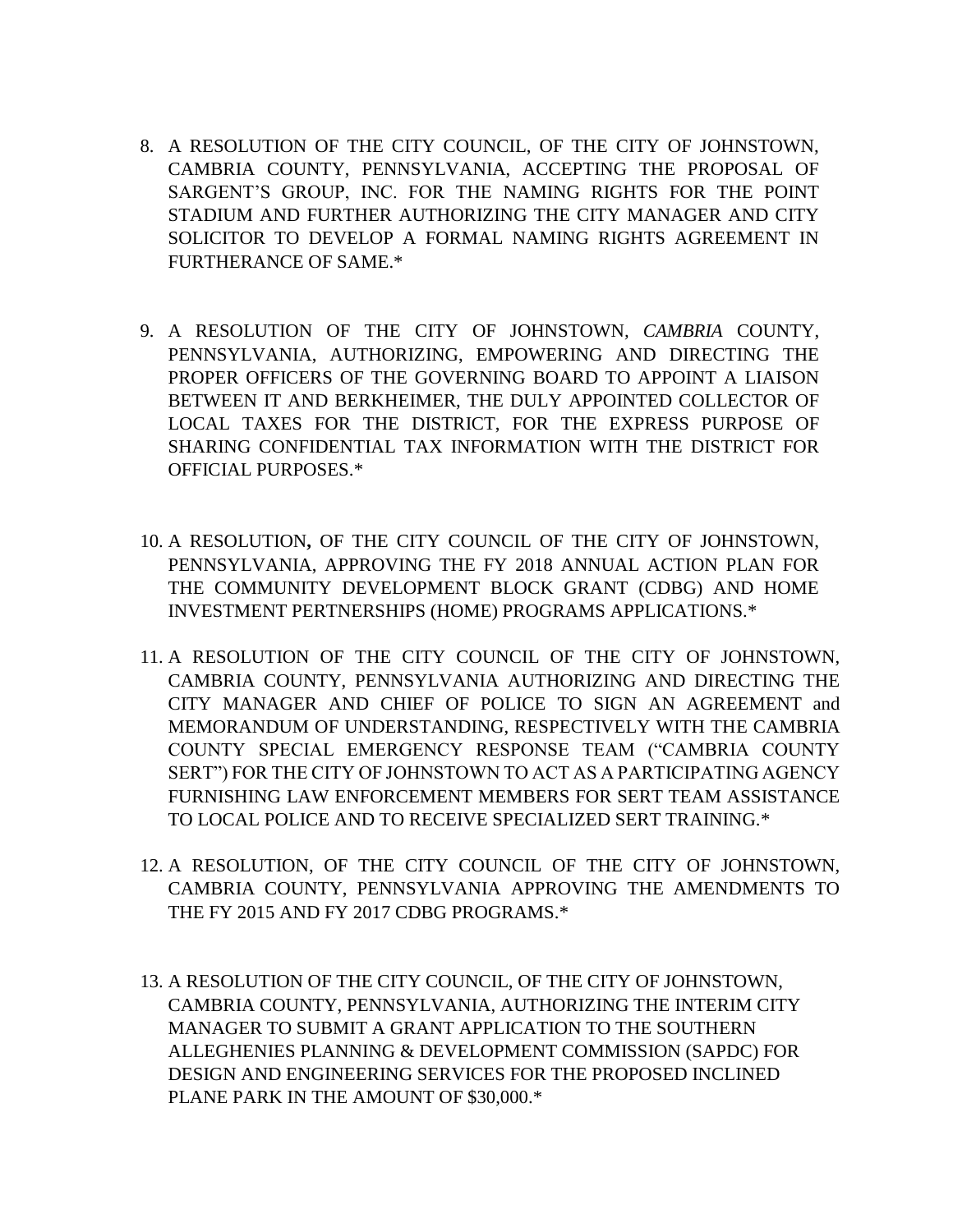8. A RESOLUTION OF THE CITY COUNCIL, OF THE CITY OF JOHNSTOWN, CAMBRIA COUNTY, PENNSYLVANIA, ACCEPTING THE PROPOSAL OF SARGENT'S GROUP, INC. FOR THE NAMING RIGHTS FOR THE POINT STADIUM AND FURTHER AUTHORIZING THE CITY MANAGER AND CITY SOLICITOR TO DEVELOP A FORMAL NAMING RIGHTS AGREEMENT IN FURTHERANCE OF SAME.*

9. A RESOLUTION OF THE CITY OF JOHNSTOWN, *CAMBRIA* COUNTY, PENNSYLVANIA, AUTHORIZING, EMPOWERING AND DIRECTING THE PROPER OFFICERS OF THE GOVERNING BOARD TO APPOINT A LIAISON BETWEEN IT AND BERKHEIMER, THE DULY APPOINTED COLLECTOR OF LOCAL TAXES FOR THE DISTRICT, FOR THE EXPRESS PURPOSE OF SHARING CONFIDENTIAL TAX INFORMATION WITH THE DISTRICT FOR OFFICIAL PURPOSES.*

10. A RESOLUTION**,** OF THE CITY COUNCIL OF THE CITY OF JOHNSTOWN, PENNSYLVANIA, APPROVING THE FY 2018 ANNUAL ACTION PLAN FOR THE COMMUNITY DEVELOPMENT BLOCK GRANT (CDBG) AND HOME INVESTMENT PERTNERSHIPS (HOME) PROGRAMS APPLICATIONS.*

11. A RESOLUTION OF THE CITY COUNCIL OF THE CITY OF JOHNSTOWN, CAMBRIA COUNTY, PENNSYLVANIA AUTHORIZING AND DIRECTING THE CITY MANAGER AND CHIEF OF POLICE TO SIGN AN AGREEMENT and MEMORANDUM OF UNDERSTANDING, RESPECTIVELY WITH THE CAMBRIA COUNTY SPECIAL EMERGENCY RESPONSE TEAM ("CAMBRIA COUNTY SERT") FOR THE CITY OF JOHNSTOWN TO ACT AS A PARTICIPATING AGENCY FURNISHING LAW ENFORCEMENT MEMBERS FOR SERT TEAM ASSISTANCE TO LOCAL POLICE AND TO RECEIVE SPECIALIZED SERT TRAINING.*

12. A RESOLUTION, OF THE CITY COUNCIL OF THE CITY OF JOHNSTOWN, CAMBRIA COUNTY, PENNSYLVANIA APPROVING THE AMENDMENTS TO THE FY 2015 AND FY 2017 CDBG PROGRAMS.*

13. A RESOLUTION OF THE CITY COUNCIL, OF THE CITY OF JOHNSTOWN, CAMBRIA COUNTY, PENNSYLVANIA, AUTHORIZING THE INTERIM CITY MANAGER TO SUBMIT A GRANT APPLICATION TO THE SOUTHERN ALLEGHENIES PLANNING & DEVELOPMENT COMMISSION (SAPDC) FOR DESIGN AND ENGINEERING SERVICES FOR THE PROPOSED INCLINED PLANE PARK IN THE AMOUNT OF $30,000.*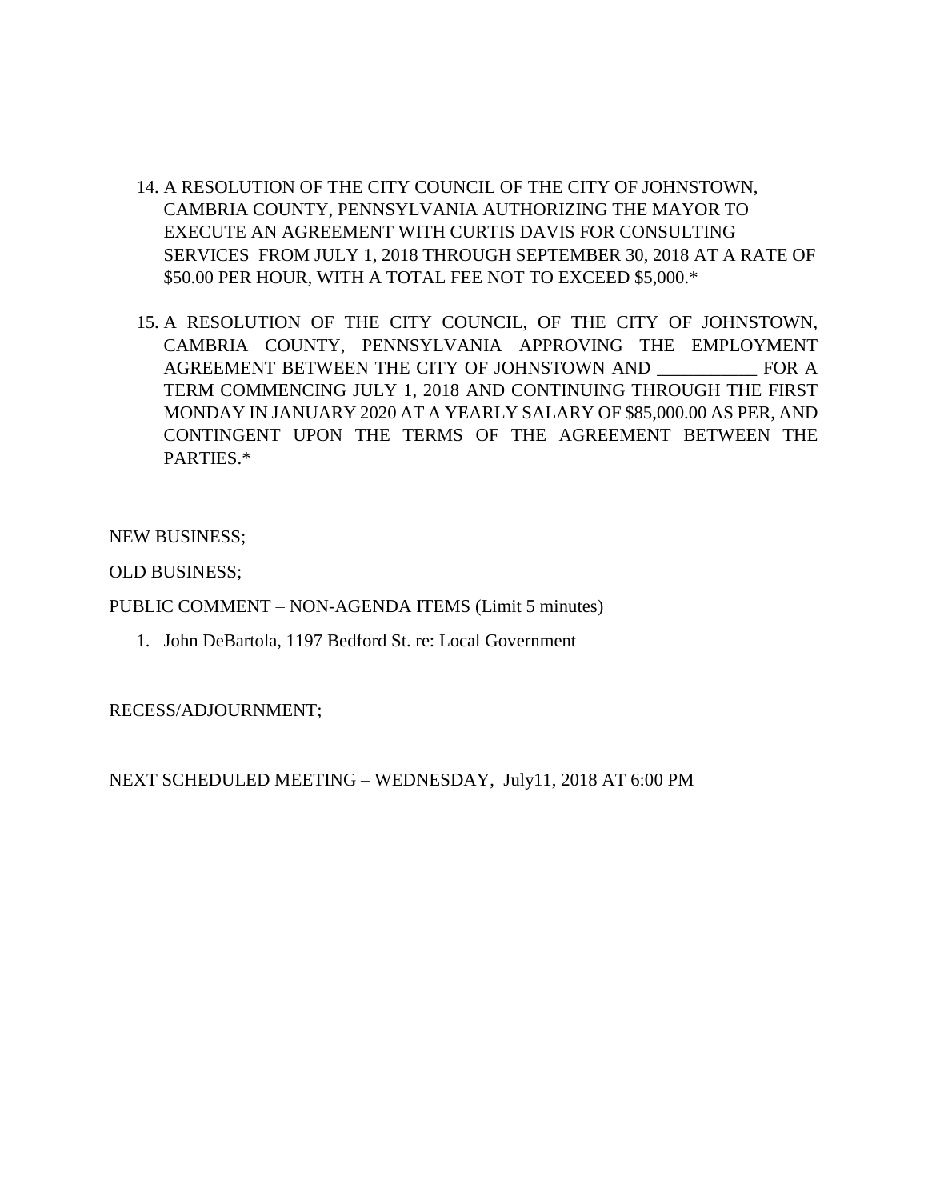14. A RESOLUTION OF THE CITY COUNCIL OF THE CITY OF JOHNSTOWN, CAMBRIA COUNTY, PENNSYLVANIA AUTHORIZING THE MAYOR TO EXECUTE AN AGREEMENT WITH CURTIS DAVIS FOR CONSULTING SERVICES FROM JULY 1, 2018 THROUGH SEPTEMBER 30, 2018 AT A RATE OF $50.00 PER HOUR, WITH A TOTAL FEE NOT TO EXCEED $5,000.*

15. A RESOLUTION OF THE CITY COUNCIL, OF THE CITY OF JOHNSTOWN, CAMBRIA COUNTY, PENNSYLVANIA APPROVING THE EMPLOYMENT AGREEMENT BETWEEN THE CITY OF JOHNSTOWN AND ___________ FOR A TERM COMMENCING JULY 1, 2018 AND CONTINUING THROUGH THE FIRST MONDAY IN JANUARY 2020 AT A YEARLY SALARY OF $85,000.00 AS PER, AND CONTINGENT UPON THE TERMS OF THE AGREEMENT BETWEEN THE PARTIES.*

NEW BUSINESS;

OLD BUSINESS;

PUBLIC COMMENT – NON-AGENDA ITEMS (Limit 5 minutes)

1. John DeBartola, 1197 Bedford St. re: Local Government

RECESS/ADJOURNMENT;

NEXT SCHEDULED MEETING – WEDNESDAY, July11, 2018 AT 6:00 PM